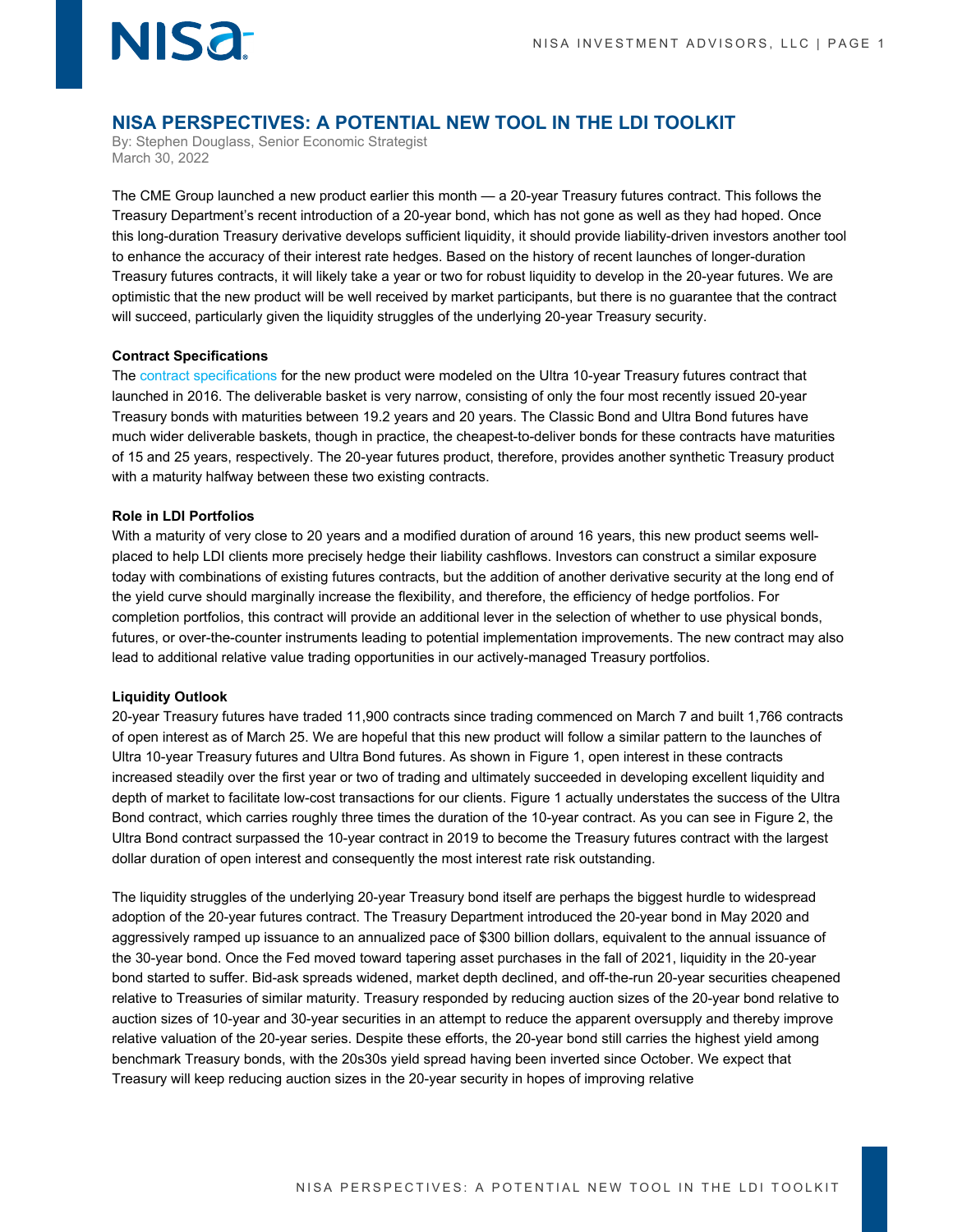# NISA PERSPECTIVES: A POTENTIAL NEW TOOL IN THE LDI TOOLKIT

By: Stephen Douglass, Senior Economic Strategist
March 30, 2022

The CME Group launched a new product earlier this month — a 20-year Treasury futures contract. This follows the Treasury Department's recent introduction of a 20-year bond, which has not gone as well as they had hoped. Once this long-duration Treasury derivative develops sufficient liquidity, it should provide liability-driven investors another tool to enhance the accuracy of their interest rate hedges. Based on the history of recent launches of longer-duration Treasury futures contracts, it will likely take a year or two for robust liquidity to develop in the 20-year futures. We are optimistic that the new product will be well received by market participants, but there is no guarantee that the contract will succeed, particularly given the liquidity struggles of the underlying 20-year Treasury security.

**Contract Specifications**

The contract specifications for the new product were modeled on the Ultra 10-year Treasury futures contract that launched in 2016. The deliverable basket is very narrow, consisting of only the four most recently issued 20-year Treasury bonds with maturities between 19.2 years and 20 years. The Classic Bond and Ultra Bond futures have much wider deliverable baskets, though in practice, the cheapest-to-deliver bonds for these contracts have maturities of 15 and 25 years, respectively. The 20-year futures product, therefore, provides another synthetic Treasury product with a maturity halfway between these two existing contracts.

**Role in LDI Portfolios**

With a maturity of very close to 20 years and a modified duration of around 16 years, this new product seems well-placed to help LDI clients more precisely hedge their liability cashflows. Investors can construct a similar exposure today with combinations of existing futures contracts, but the addition of another derivative security at the long end of the yield curve should marginally increase the flexibility, and therefore, the efficiency of hedge portfolios. For completion portfolios, this contract will provide an additional lever in the selection of whether to use physical bonds, futures, or over-the-counter instruments leading to potential implementation improvements. The new contract may also lead to additional relative value trading opportunities in our actively-managed Treasury portfolios.

**Liquidity Outlook**

20-year Treasury futures have traded 11,900 contracts since trading commenced on March 7 and built 1,766 contracts of open interest as of March 25. We are hopeful that this new product will follow a similar pattern to the launches of Ultra 10-year Treasury futures and Ultra Bond futures. As shown in Figure 1, open interest in these contracts increased steadily over the first year or two of trading and ultimately succeeded in developing excellent liquidity and depth of market to facilitate low-cost transactions for our clients. Figure 1 actually understates the success of the Ultra Bond contract, which carries roughly three times the duration of the 10-year contract. As you can see in Figure 2, the Ultra Bond contract surpassed the 10-year contract in 2019 to become the Treasury futures contract with the largest dollar duration of open interest and consequently the most interest rate risk outstanding.

The liquidity struggles of the underlying 20-year Treasury bond itself are perhaps the biggest hurdle to widespread adoption of the 20-year futures contract. The Treasury Department introduced the 20-year bond in May 2020 and aggressively ramped up issuance to an annualized pace of $300 billion dollars, equivalent to the annual issuance of the 30-year bond. Once the Fed moved toward tapering asset purchases in the fall of 2021, liquidity in the 20-year bond started to suffer. Bid-ask spreads widened, market depth declined, and off-the-run 20-year securities cheapened relative to Treasuries of similar maturity. Treasury responded by reducing auction sizes of the 20-year bond relative to auction sizes of 10-year and 30-year securities in an attempt to reduce the apparent oversupply and thereby improve relative valuation of the 20-year series. Despite these efforts, the 20-year bond still carries the highest yield among benchmark Treasury bonds, with the 20s30s yield spread having been inverted since October. We expect that Treasury will keep reducing auction sizes in the 20-year security in hopes of improving relative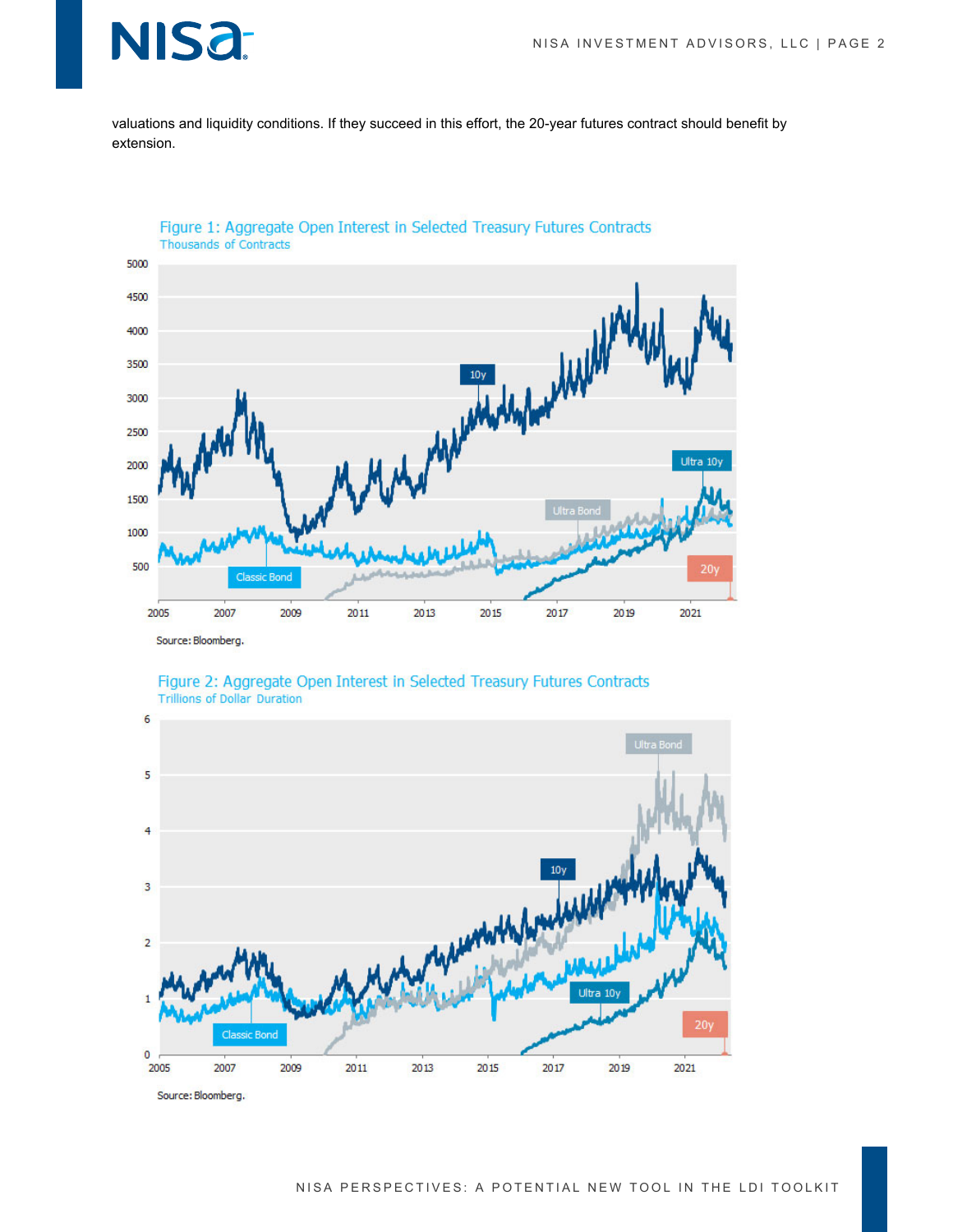valuations and liquidity conditions. If they succeed in this effort, the 20-year futures contract should benefit by extension.

Figure 1: Aggregate Open Interest in Selected Treasury Futures Contracts
Thousands of Contracts

Source: Bloomberg.

Figure 2: Aggregate Open Interest in Selected Treasury Futures Contracts
Trillions of Dollar Duration

Source: Bloomberg.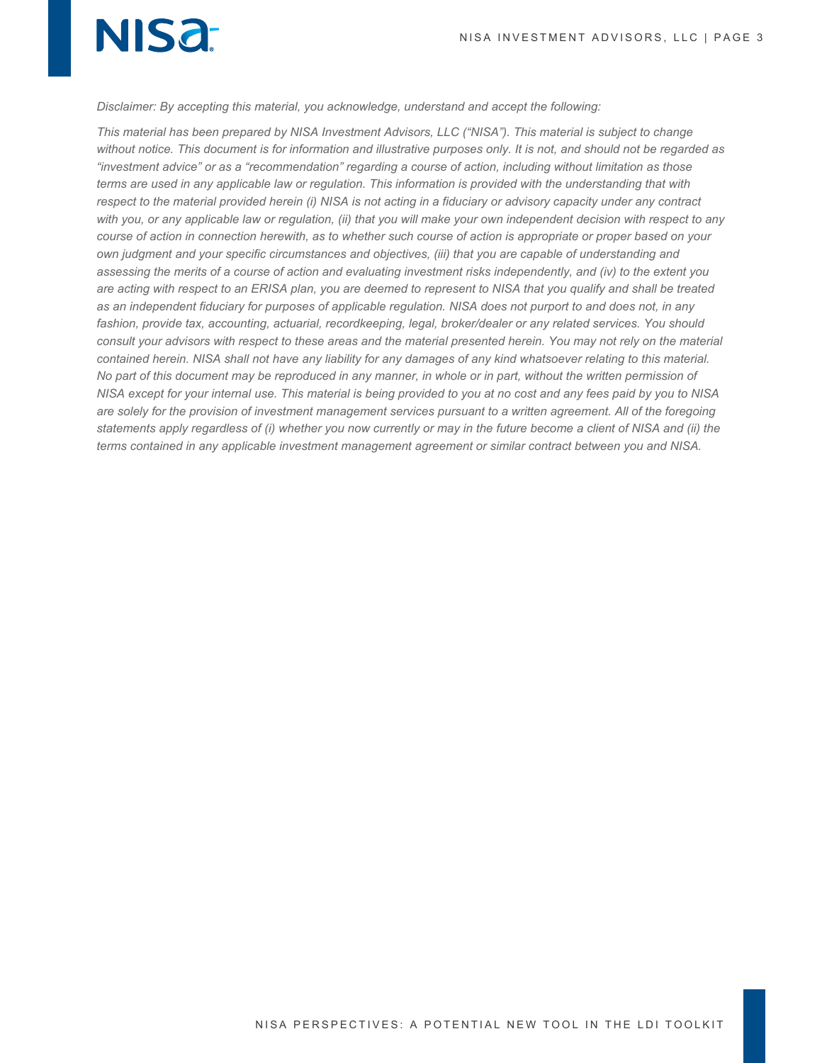*Disclaimer: By accepting this material, you acknowledge, understand and accept the following:*

*This material has been prepared by NISA Investment Advisors, LLC ("NISA"). This material is subject to change without notice. This document is for information and illustrative purposes only. It is not, and should not be regarded as "investment advice" or as a "recommendation" regarding a course of action, including without limitation as those terms are used in any applicable law or regulation. This information is provided with the understanding that with respect to the material provided herein (i) NISA is not acting in a fiduciary or advisory capacity under any contract with you, or any applicable law or regulation, (ii) that you will make your own independent decision with respect to any course of action in connection herewith, as to whether such course of action is appropriate or proper based on your own judgment and your specific circumstances and objectives, (iii) that you are capable of understanding and assessing the merits of a course of action and evaluating investment risks independently, and (iv) to the extent you are acting with respect to an ERISA plan, you are deemed to represent to NISA that you qualify and shall be treated as an independent fiduciary for purposes of applicable regulation. NISA does not purport to and does not, in any fashion, provide tax, accounting, actuarial, recordkeeping, legal, broker/dealer or any related services. You should consult your advisors with respect to these areas and the material presented herein. You may not rely on the material contained herein. NISA shall not have any liability for any damages of any kind whatsoever relating to this material. No part of this document may be reproduced in any manner, in whole or in part, without the written permission of NISA except for your internal use. This material is being provided to you at no cost and any fees paid by you to NISA are solely for the provision of investment management services pursuant to a written agreement. All of the foregoing statements apply regardless of (i) whether you now currently or may in the future become a client of NISA and (ii) the terms contained in any applicable investment management agreement or similar contract between you and NISA.*